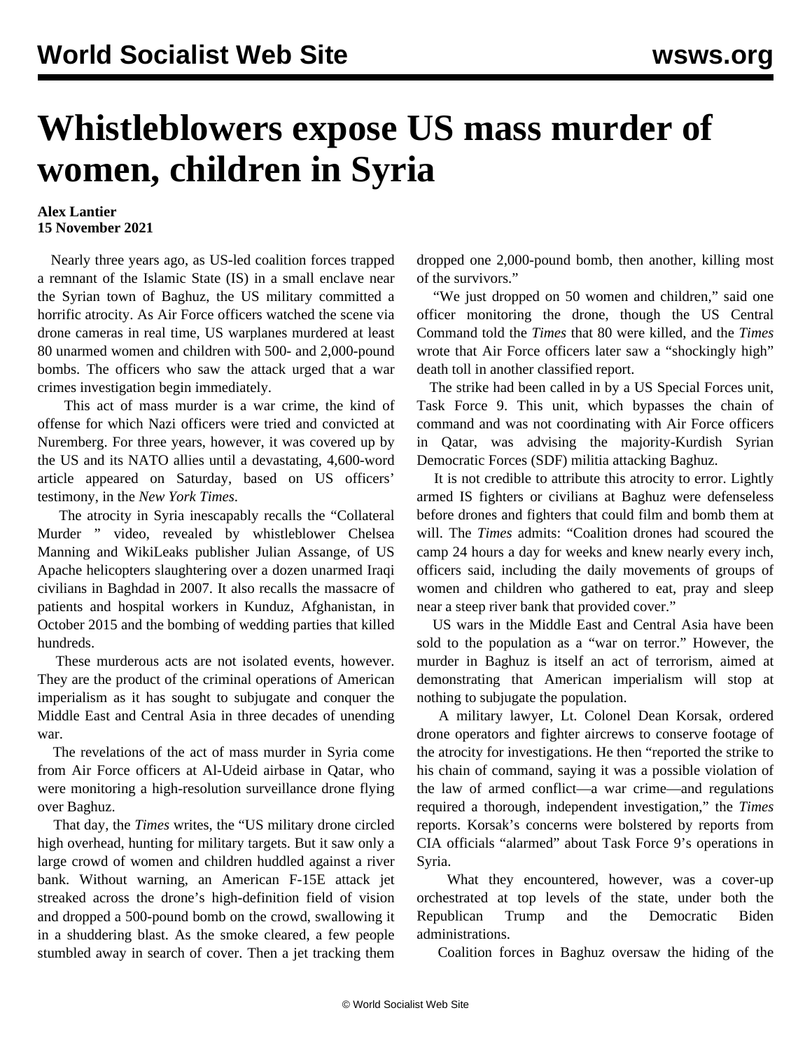# Whistleblowers expose US mass murder of women, children in Syria

**Alex Lantier**
**15 November 2021**

Nearly three years ago, as US-led coalition forces trapped a remnant of the Islamic State (IS) in a small enclave near the Syrian town of Baghuz, the US military committed a horrific atrocity. As Air Force officers watched the scene via drone cameras in real time, US warplanes murdered at least 80 unarmed women and children with 500- and 2,000-pound bombs. The officers who saw the attack urged that a war crimes investigation begin immediately.

This act of mass murder is a war crime, the kind of offense for which Nazi officers were tried and convicted at Nuremberg. For three years, however, it was covered up by the US and its NATO allies until a devastating, 4,600-word article appeared on Saturday, based on US officers' testimony, in the *New York Times*.

The atrocity in Syria inescapably recalls the "Collateral Murder " video, revealed by whistleblower Chelsea Manning and WikiLeaks publisher Julian Assange, of US Apache helicopters slaughtering over a dozen unarmed Iraqi civilians in Baghdad in 2007. It also recalls the massacre of patients and hospital workers in Kunduz, Afghanistan, in October 2015 and the bombing of wedding parties that killed hundreds.

These murderous acts are not isolated events, however. They are the product of the criminal operations of American imperialism as it has sought to subjugate and conquer the Middle East and Central Asia in three decades of unending war.

The revelations of the act of mass murder in Syria come from Air Force officers at Al-Udeid airbase in Qatar, who were monitoring a high-resolution surveillance drone flying over Baghuz.

That day, the *Times* writes, the "US military drone circled high overhead, hunting for military targets. But it saw only a large crowd of women and children huddled against a river bank. Without warning, an American F-15E attack jet streaked across the drone's high-definition field of vision and dropped a 500-pound bomb on the crowd, swallowing it in a shuddering blast. As the smoke cleared, a few people stumbled away in search of cover. Then a jet tracking them dropped one 2,000-pound bomb, then another, killing most of the survivors."

"We just dropped on 50 women and children," said one officer monitoring the drone, though the US Central Command told the *Times* that 80 were killed, and the *Times* wrote that Air Force officers later saw a "shockingly high" death toll in another classified report.

The strike had been called in by a US Special Forces unit, Task Force 9. This unit, which bypasses the chain of command and was not coordinating with Air Force officers in Qatar, was advising the majority-Kurdish Syrian Democratic Forces (SDF) militia attacking Baghuz.

It is not credible to attribute this atrocity to error. Lightly armed IS fighters or civilians at Baghuz were defenseless before drones and fighters that could film and bomb them at will. The *Times* admits: "Coalition drones had scoured the camp 24 hours a day for weeks and knew nearly every inch, officers said, including the daily movements of groups of women and children who gathered to eat, pray and sleep near a steep river bank that provided cover."

US wars in the Middle East and Central Asia have been sold to the population as a "war on terror." However, the murder in Baghuz is itself an act of terrorism, aimed at demonstrating that American imperialism will stop at nothing to subjugate the population.

A military lawyer, Lt. Colonel Dean Korsak, ordered drone operators and fighter aircrews to conserve footage of the atrocity for investigations. He then "reported the strike to his chain of command, saying it was a possible violation of the law of armed conflict—a war crime—and regulations required a thorough, independent investigation," the *Times* reports. Korsak's concerns were bolstered by reports from CIA officials "alarmed" about Task Force 9's operations in Syria.

What they encountered, however, was a cover-up orchestrated at top levels of the state, under both the Republican Trump and the Democratic Biden administrations.

Coalition forces in Baghuz oversaw the hiding of the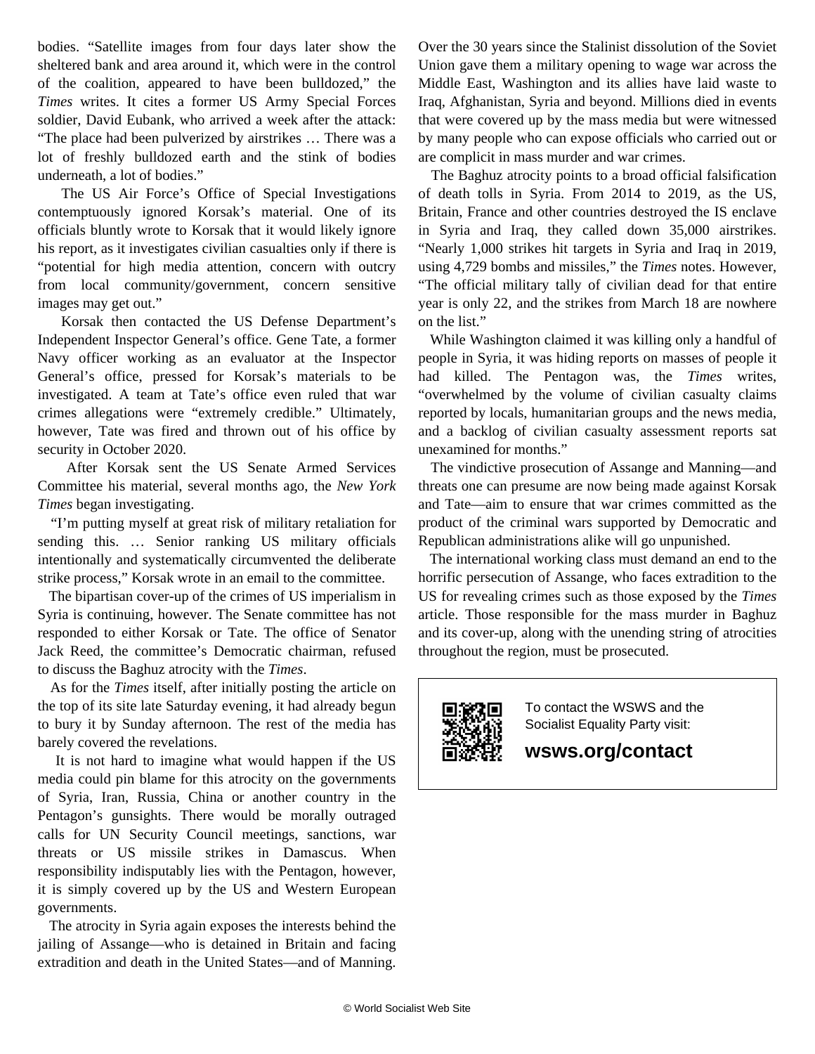bodies. "Satellite images from four days later show the sheltered bank and area around it, which were in the control of the coalition, appeared to have been bulldozed," the *Times* writes. It cites a former US Army Special Forces soldier, David Eubank, who arrived a week after the attack: "The place had been pulverized by airstrikes … There was a lot of freshly bulldozed earth and the stink of bodies underneath, a lot of bodies."

The US Air Force's Office of Special Investigations contemptuously ignored Korsak's material. One of its officials bluntly wrote to Korsak that it would likely ignore his report, as it investigates civilian casualties only if there is "potential for high media attention, concern with outcry from local community/government, concern sensitive images may get out."

Korsak then contacted the US Defense Department's Independent Inspector General's office. Gene Tate, a former Navy officer working as an evaluator at the Inspector General's office, pressed for Korsak's materials to be investigated. A team at Tate's office even ruled that war crimes allegations were "extremely credible." Ultimately, however, Tate was fired and thrown out of his office by security in October 2020.

After Korsak sent the US Senate Armed Services Committee his material, several months ago, the *New York Times* began investigating.

"I'm putting myself at great risk of military retaliation for sending this. … Senior ranking US military officials intentionally and systematically circumvented the deliberate strike process," Korsak wrote in an email to the committee.

The bipartisan cover-up of the crimes of US imperialism in Syria is continuing, however. The Senate committee has not responded to either Korsak or Tate. The office of Senator Jack Reed, the committee's Democratic chairman, refused to discuss the Baghuz atrocity with the *Times*.

As for the *Times* itself, after initially posting the article on the top of its site late Saturday evening, it had already begun to bury it by Sunday afternoon. The rest of the media has barely covered the revelations.

It is not hard to imagine what would happen if the US media could pin blame for this atrocity on the governments of Syria, Iran, Russia, China or another country in the Pentagon's gunsights. There would be morally outraged calls for UN Security Council meetings, sanctions, war threats or US missile strikes in Damascus. When responsibility indisputably lies with the Pentagon, however, it is simply covered up by the US and Western European governments.

The atrocity in Syria again exposes the interests behind the jailing of Assange—who is detained in Britain and facing extradition and death in the United States—and of Manning. Over the 30 years since the Stalinist dissolution of the Soviet Union gave them a military opening to wage war across the Middle East, Washington and its allies have laid waste to Iraq, Afghanistan, Syria and beyond. Millions died in events that were covered up by the mass media but were witnessed by many people who can expose officials who carried out or are complicit in mass murder and war crimes.

The Baghuz atrocity points to a broad official falsification of death tolls in Syria. From 2014 to 2019, as the US, Britain, France and other countries destroyed the IS enclave in Syria and Iraq, they called down 35,000 airstrikes. "Nearly 1,000 strikes hit targets in Syria and Iraq in 2019, using 4,729 bombs and missiles," the *Times* notes. However, "The official military tally of civilian dead for that entire year is only 22, and the strikes from March 18 are nowhere on the list."

While Washington claimed it was killing only a handful of people in Syria, it was hiding reports on masses of people it had killed. The Pentagon was, the *Times* writes, "overwhelmed by the volume of civilian casualty claims reported by locals, humanitarian groups and the news media, and a backlog of civilian casualty assessment reports sat unexamined for months."

The vindictive prosecution of Assange and Manning—and threats one can presume are now being made against Korsak and Tate—aim to ensure that war crimes committed as the product of the criminal wars supported by Democratic and Republican administrations alike will go unpunished.

The international working class must demand an end to the horrific persecution of Assange, who faces extradition to the US for revealing crimes such as those exposed by the *Times* article. Those responsible for the mass murder in Baghuz and its cover-up, along with the unending string of atrocities throughout the region, must be prosecuted.

To contact the WSWS and the Socialist Equality Party visit:

**wsws.org/contact**